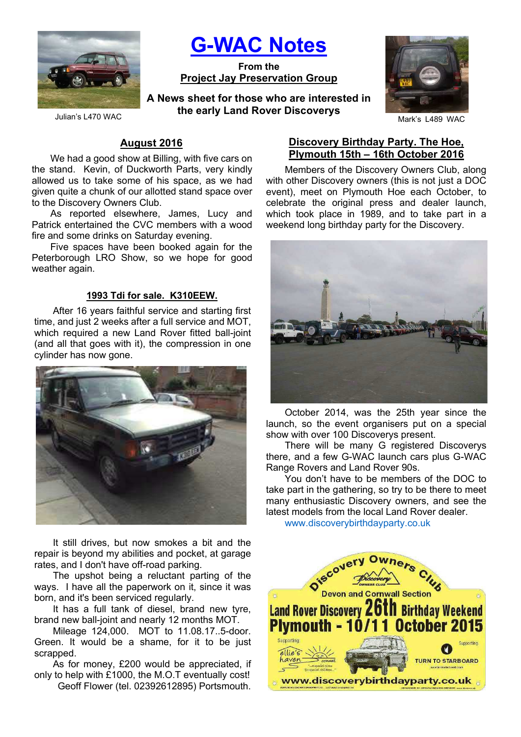# G-WAC Notes

**From the**
**Project Jay Preservation Group**

**A News sheet for those who are interested in the early Land Rover Discoverys**

Julian's L470 WAC

Mark's L489 WAC

## August 2016

We had a good show at Billing, with five cars on the stand. Kevin, of Duckworth Parts, very kindly allowed us to take some of his space, as we had given quite a chunk of our allotted stand space over to the Discovery Owners Club.

As reported elsewhere, James, Lucy and Patrick entertained the CVC members with a wood fire and some drinks on Saturday evening.

Five spaces have been booked again for the Peterborough LRO Show, so we hope for good weather again.

### 1993 Tdi for sale. K310EEW.

After 16 years faithful service and starting first time, and just 2 weeks after a full service and MOT, which required a new Land Rover fitted ball-joint (and all that goes with it), the compression in one cylinder has now gone.

It still drives, but now smokes a bit and the repair is beyond my abilities and pocket, at garage rates, and I don't have off-road parking.

The upshot being a reluctant parting of the ways. I have all the paperwork on it, since it was born, and it's been serviced regularly.

It has a full tank of diesel, brand new tyre, brand new ball-joint and nearly 12 months MOT.

Mileage 124,000. MOT to 11.08.17..5-door. Green. It would be a shame, for it to be just scrapped.

As for money, £200 would be appreciated, if only to help with £1000, the M.O.T eventually cost!

Geoff Flower (tel. 02392612895) Portsmouth.

## Discovery Birthday Party. The Hoe, Plymouth 15th – 16th October 2016

Members of the Discovery Owners Club, along with other Discovery owners (this is not just a DOC event), meet on Plymouth Hoe each October, to celebrate the original press and dealer launch, which took place in 1989, and to take part in a weekend long birthday party for the Discovery.

October 2014, was the 25th year since the launch, so the event organisers put on a special show with over 100 Discoverys present.

There will be many G registered Discoverys there, and a few G-WAC launch cars plus G-WAC Range Rovers and Land Rover 90s.

You don't have to be members of the DOC to take part in the gathering, so try to be there to meet many enthusiastic Discovery owners, and see the latest models from the local Land Rover dealer.

www.discoverybirthdayparty.co.uk

Discovery Owners Club
Devon and Cornwall Section
**Land Rover Discovery 26th Birthday Weekend**
**Plymouth - 10/11 October 2015**
Supporting: ellie's haven — Supporting: TURN TO STARBOARD
www.discoverybirthdayparty.co.uk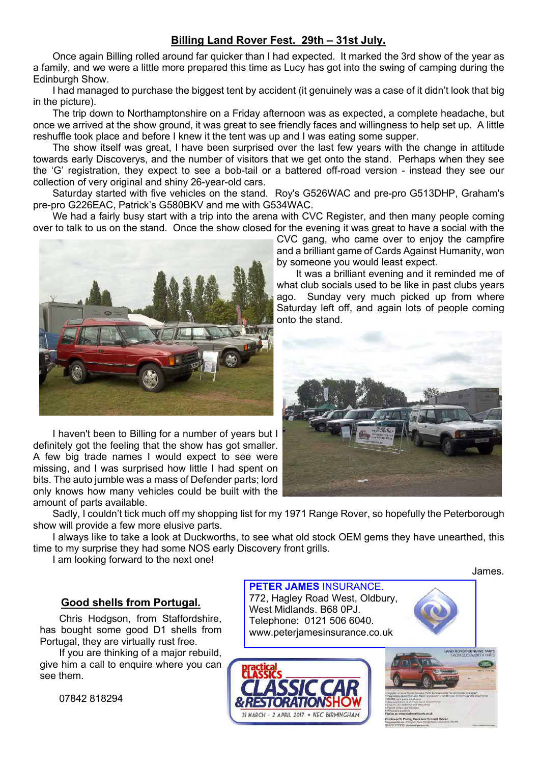## Billing Land Rover Fest. 29th – 31st July.

Once again Billing rolled around far quicker than I had expected. It marked the 3rd show of the year as a family, and we were a little more prepared this time as Lucy has got into the swing of camping during the Edinburgh Show.

I had managed to purchase the biggest tent by accident (it genuinely was a case of it didn't look that big in the picture).

The trip down to Northamptonshire on a Friday afternoon was as expected, a complete headache, but once we arrived at the show ground, it was great to see friendly faces and willingness to help set up. A little reshuffle took place and before I knew it the tent was up and I was eating some supper.

The show itself was great, I have been surprised over the last few years with the change in attitude towards early Discoverys, and the number of visitors that we get onto the stand. Perhaps when they see the 'G' registration, they expect to see a bob-tail or a battered off-road version - instead they see our collection of very original and shiny 26-year-old cars.

Saturday started with five vehicles on the stand. Roy's G526WAC and pre-pro G513DHP, Graham's pre-pro G226EAC, Patrick's G580BKV and me with G534WAC.

We had a fairly busy start with a trip into the arena with CVC Register, and then many people coming over to talk to us on the stand. Once the show closed for the evening it was great to have a social with the CVC gang, who came over to enjoy the campfire and a brilliant game of Cards Against Humanity, won by someone you would least expect.

It was a brilliant evening and it reminded me of what club socials used to be like in past clubs years ago. Sunday very much picked up from where Saturday left off, and again lots of people coming onto the stand.

I haven't been to Billing for a number of years but I definitely got the feeling that the show has got smaller. A few big trade names I would expect to see were missing, and I was surprised how little I had spent on bits. The auto jumble was a mass of Defender parts; lord only knows how many vehicles could be built with the amount of parts available.

Sadly, I couldn't tick much off my shopping list for my 1971 Range Rover, so hopefully the Peterborough show will provide a few more elusive parts.

I always like to take a look at Duckworths, to see what old stock OEM gems they have unearthed, this time to my surprise they had some NOS early Discovery front grills.

I am looking forward to the next one!

James.

## Good shells from Portugal.

Chris Hodgson, from Staffordshire, has bought some good D1 shells from Portugal, they are virtually rust free.

If you are thinking of a major rebuild, give him a call to enquire where you can see them.

07842 818294

**PETER JAMES** INSURANCE.
772, Hagley Road West, Oldbury,
West Midlands. B68 0PJ.
Telephone: 0121 506 6040.
www.peterjamesinsurance.co.uk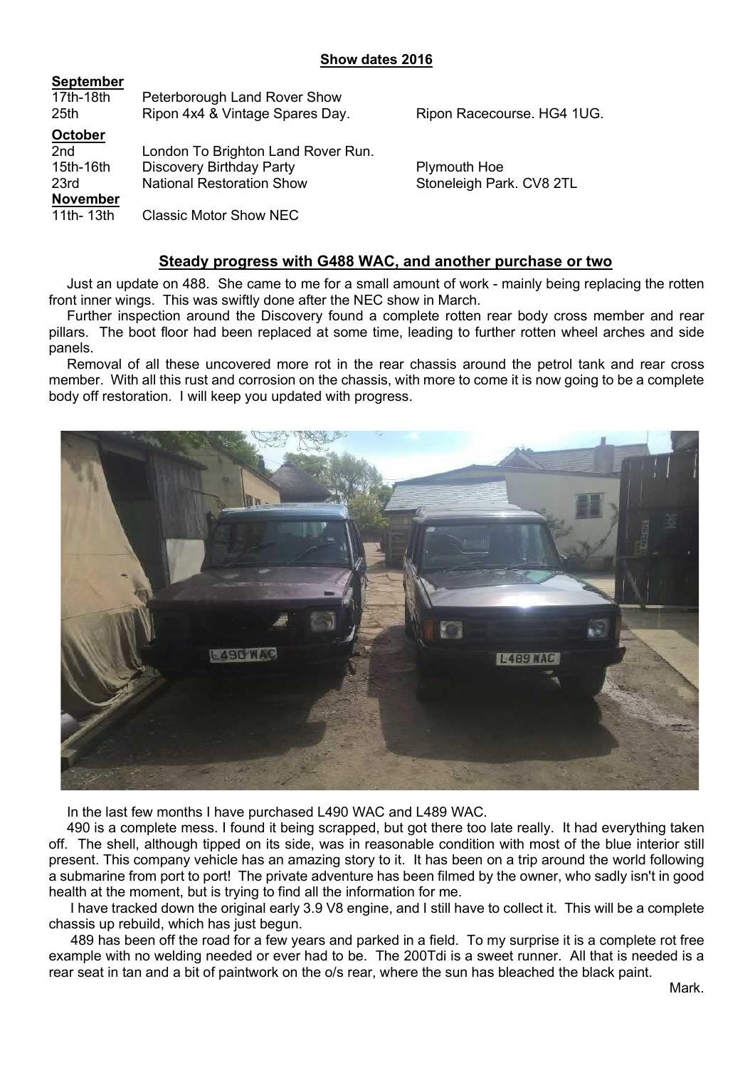**Show dates 2016**

| **September** | | |
|---|---|---|
| 17th-18th | Peterborough Land Rover Show | |
| 25th | Ripon 4x4 & Vintage Spares Day. | Ripon Racecourse. HG4 1UG. |
| **October** | | |
| 2nd | London To Brighton Land Rover Run. | |
| 15th-16th | Discovery Birthday Party | Plymouth Hoe |
| 23rd | National Restoration Show | Stoneleigh Park. CV8 2TL |
| **November** | | |
| 11th- 13th | Classic Motor Show NEC | |

## Steady progress with G488 WAC, and another purchase or two

Just an update on 488. She came to me for a small amount of work - mainly being replacing the rotten front inner wings. This was swiftly done after the NEC show in March.

Further inspection around the Discovery found a complete rotten rear body cross member and rear pillars. The boot floor had been replaced at some time, leading to further rotten wheel arches and side panels.

Removal of all these uncovered more rot in the rear chassis around the petrol tank and rear cross member. With all this rust and corrosion on the chassis, with more to come it is now going to be a complete body off restoration. I will keep you updated with progress.

In the last few months I have purchased L490 WAC and L489 WAC.

490 is a complete mess. I found it being scrapped, but got there too late really. It had everything taken off. The shell, although tipped on its side, was in reasonable condition with most of the blue interior still present. This company vehicle has an amazing story to it. It has been on a trip around the world following a submarine from port to port! The private adventure has been filmed by the owner, who sadly isn't in good health at the moment, but is trying to find all the information for me.

I have tracked down the original early 3.9 V8 engine, and I still have to collect it. This will be a complete chassis up rebuild, which has just begun.

489 has been off the road for a few years and parked in a field. To my surprise it is a complete rot free example with no welding needed or ever had to be. The 200Tdi is a sweet runner. All that is needed is a rear seat in tan and a bit of paintwork on the o/s rear, where the sun has bleached the black paint.

Mark.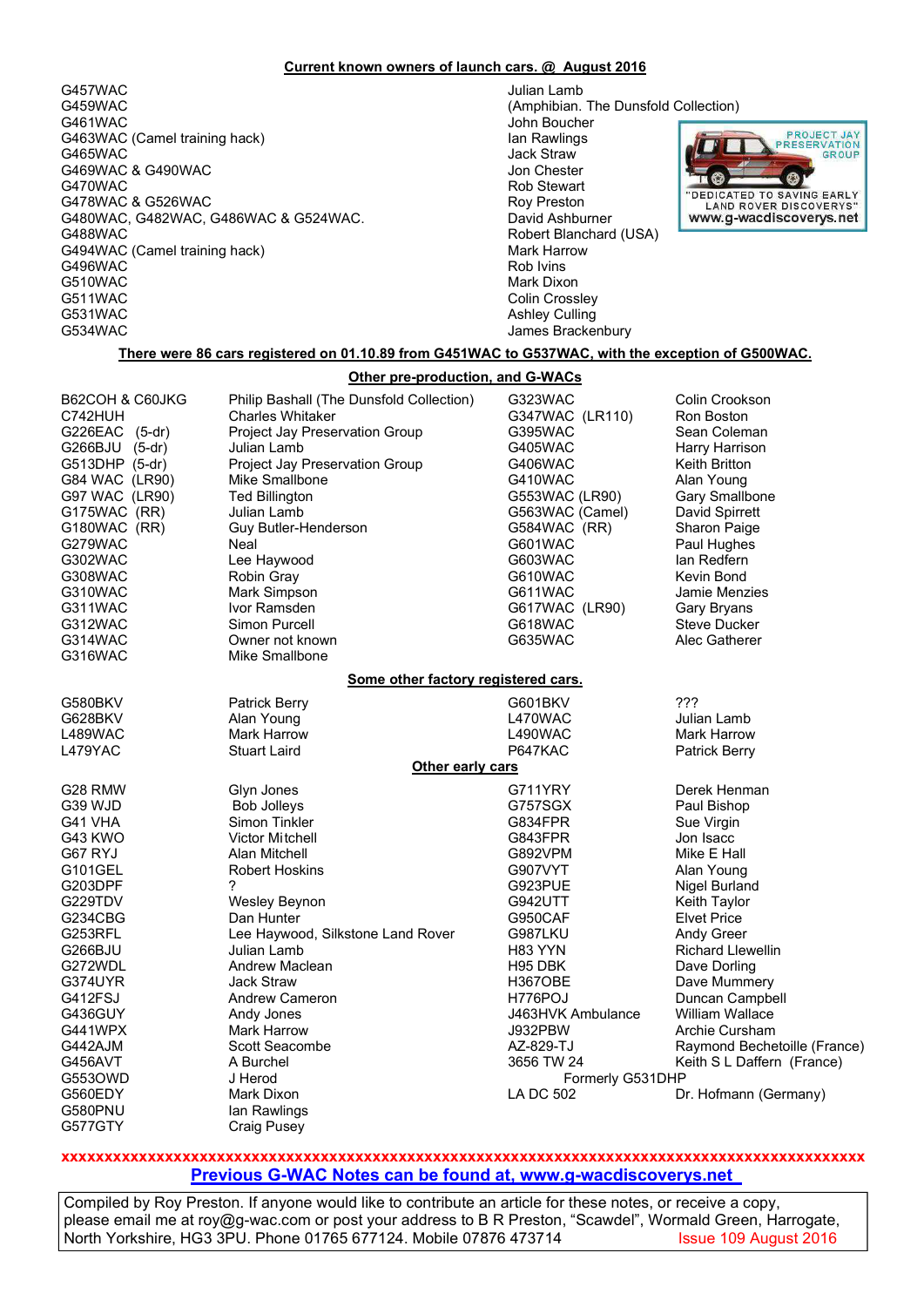**Current known owners of launch cars. @ August 2016**

| | |
|---|---|
| G457WAC | Julian Lamb |
| G459WAC | (Amphibian. The Dunsfold Collection) |
| G461WAC | John Boucher |
| G463WAC (Camel training hack) | Ian Rawlings |
| G465WAC | Jack Straw |
| G469WAC & G490WAC | Jon Chester |
| G470WAC | Rob Stewart |
| G478WAC & G526WAC | Roy Preston |
| G480WAC, G482WAC, G486WAC & G524WAC. | David Ashburner |
| G488WAC | Robert Blanchard (USA) |
| G494WAC (Camel training hack) | Mark Harrow |
| G496WAC | Rob Ivins |
| G510WAC | Mark Dixon |
| G511WAC | Colin Crossley |
| G531WAC | Ashley Culling |
| G534WAC | James Brackenbury |

PROJECT JAY PRESERVATION GROUP
"DEDICATED TO SAVING EARLY LAND ROVER DISCOVERYS"
www.g-wacdiscoverys.net

**There were 86 cars registered on 01.10.89 from G451WAC to G537WAC, with the exception of G500WAC.**

**Other pre-production, and G-WACs**

| | | | |
|---|---|---|---|
| B62COH & C60JKG | Philip Bashall (The Dunsfold Collection) | G323WAC | Colin Crookson |
| C742HUH | Charles Whitaker | G347WAC (LR110) | Ron Boston |
| G226EAC (5-dr) | Project Jay Preservation Group | G395WAC | Sean Coleman |
| G266BJU (5-dr) | Julian Lamb | G405WAC | Harry Harrison |
| G513DHP (5-dr) | Project Jay Preservation Group | G406WAC | Keith Britton |
| G84 WAC (LR90) | Mike Smallbone | G410WAC | Alan Young |
| G97 WAC (LR90) | Ted Billington | G553WAC (LR90) | Gary Smallbone |
| G175WAC (RR) | Julian Lamb | G563WAC (Camel) | David Spirrett |
| G180WAC (RR) | Guy Butler-Henderson | G584WAC (RR) | Sharon Paige |
| G279WAC | Neal | G601WAC | Paul Hughes |
| G302WAC | Lee Haywood | G603WAC | Ian Redfern |
| G308WAC | Robin Gray | G610WAC | Kevin Bond |
| G310WAC | Mark Simpson | G611WAC | Jamie Menzies |
| G311WAC | Ivor Ramsden | G617WAC (LR90) | Gary Bryans |
| G312WAC | Simon Purcell | G618WAC | Steve Ducker |
| G314WAC | Owner not known | G635WAC | Alec Gatherer |
| G316WAC | Mike Smallbone | | |

**Some other factory registered cars.**

| | | | |
|---|---|---|---|
| G580BKV | Patrick Berry | G601BKV | ??? |
| G628BKV | Alan Young | L470WAC | Julian Lamb |
| L489WAC | Mark Harrow | L490WAC | Mark Harrow |
| L479YAC | Stuart Laird | P647KAC | Patrick Berry |

**Other early cars**

| | | | |
|---|---|---|---|
| G28 RMW | Glyn Jones | G711YRY | Derek Henman |
| G39 WJD | Bob Jolleys | G757SGX | Paul Bishop |
| G41 VHA | Simon Tinkler | G834FPR | Sue Virgin |
| G43 KWO | Victor Mitchell | G843FPR | Jon Isacc |
| G67 RYJ | Alan Mitchell | G892VPM | Mike E Hall |
| G101GEL | Robert Hoskins | G907VYT | Alan Young |
| G203DPF | ? | G923PUE | Nigel Burland |
| G229TDV | Wesley Beynon | G942UTT | Keith Taylor |
| G234CBG | Dan Hunter | G950CAF | Elvet Price |
| G253RFL | Lee Haywood, Silkstone Land Rover | G987LKU | Andy Greer |
| G266BJU | Julian Lamb | H83 YYN | Richard Llewellin |
| G272WDL | Andrew Maclean | H95 DBK | Dave Dorling |
| G374UYR | Jack Straw | H367OBE | Dave Mummery |
| G412FSJ | Andrew Cameron | H776POJ | Duncan Campbell |
| G436GUY | Andy Jones | J463HVK Ambulance | William Wallace |
| G441WPX | Mark Harrow | J932PBW | Archie Cursham |
| G442AJM | Scott Seacombe | AZ-829-TJ | Raymond Bechetoille (France) |
| G456AVT | A Burchel | 3656 TW 24 | Keith S L Daffern (France) |
| G553OWD | J Herod | Formerly G531DHP | |
| G560EDY | Mark Dixon | LA DC 502 | Dr. Hofmann (Germany) |
| G580PNU | Ian Rawlings | | |
| G577GTY | Craig Pusey | | |

xxxxxxxxxxxxxxxxxxxxxxxxxxxxxxxxxxxxxxxxxxxxxxxxxxxxxxxxxxxxxxxxxxxxxxxxxxxxxxxxxxxxxxxxx

**Previous G-WAC Notes can be found at, www.g-wacdiscoverys.net**

Compiled by Roy Preston. If anyone would like to contribute an article for these notes, or receive a copy, please email me at roy@g-wac.com or post your address to B R Preston, "Scawdel", Wormald Green, Harrogate, North Yorkshire, HG3 3PU. Phone 01765 677124. Mobile 07876 473714 Issue 109 August 2016